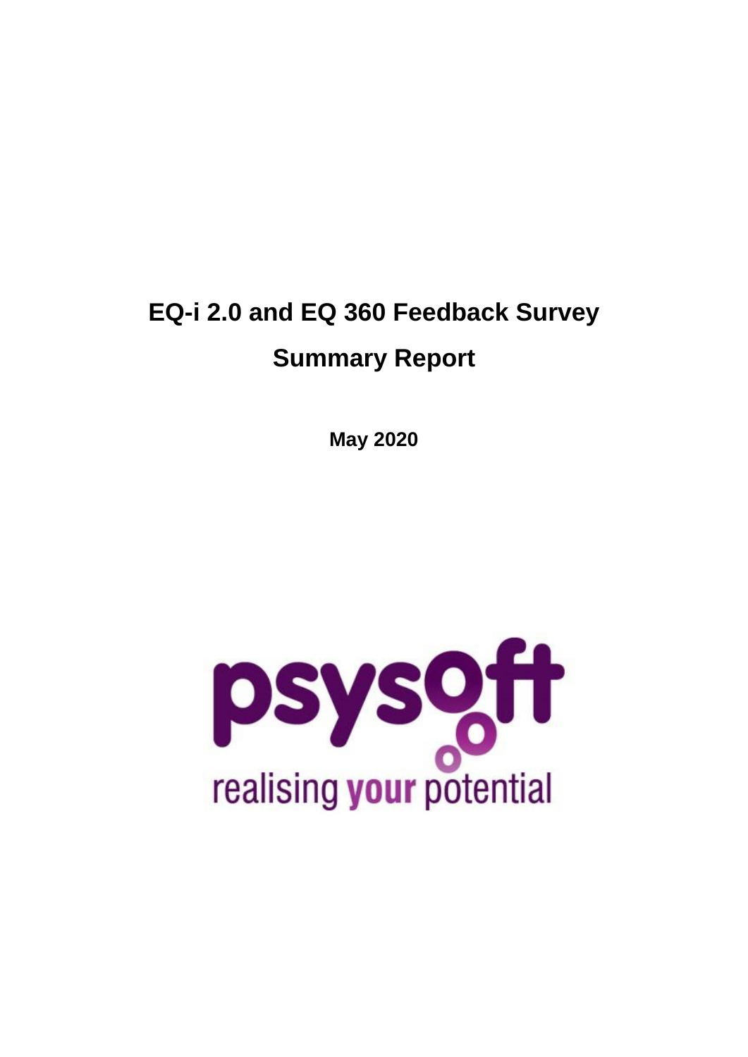# EQ-i 2.0 and EQ 360 Feedback Survey

## Summary Report

**May 2020**

psysoft

realising **your** potential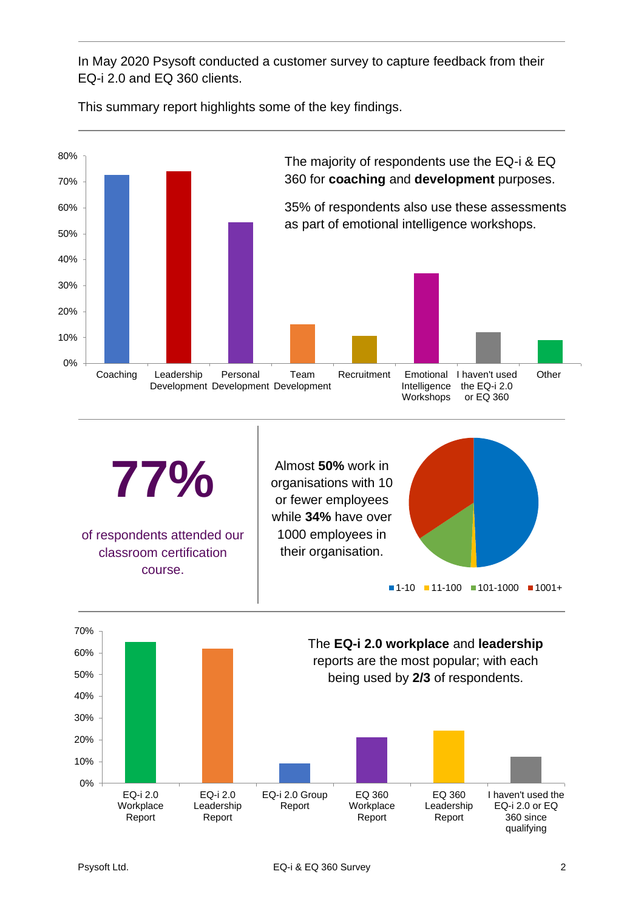In May 2020 Psysoft conducted a customer survey to capture feedback from their EQ-i 2.0 and EQ 360 clients.

This summary report highlights some of the key findings.

The majority of respondents use the EQ-i & EQ 360 for **coaching** and **development** purposes.

35% of respondents also use these assessments as part of emotional intelligence workshops.

Coaching | Leadership Development | Personal Development | Team Development | Recruitment | Emotional Intelligence Workshops | I haven't used the EQ-i 2.0 or EQ 360 | Other

**77%**

of respondents attended our classroom certification course.

Almost **50%** work in organisations with 10 or fewer employees while **34%** have over 1000 employees in their organisation.

1-10 | 11-100 | 101-1000 | 1001+

The **EQ-i 2.0 workplace** and **leadership** reports are the most popular; with each being used by **2/3** of respondents.

EQ-i 2.0 Workplace Report | EQ-i 2.0 Leadership Report | EQ-i 2.0 Group Report | EQ 360 Workplace Report | EQ 360 Leadership Report | I haven't used the EQ-i 2.0 or EQ 360 since qualifying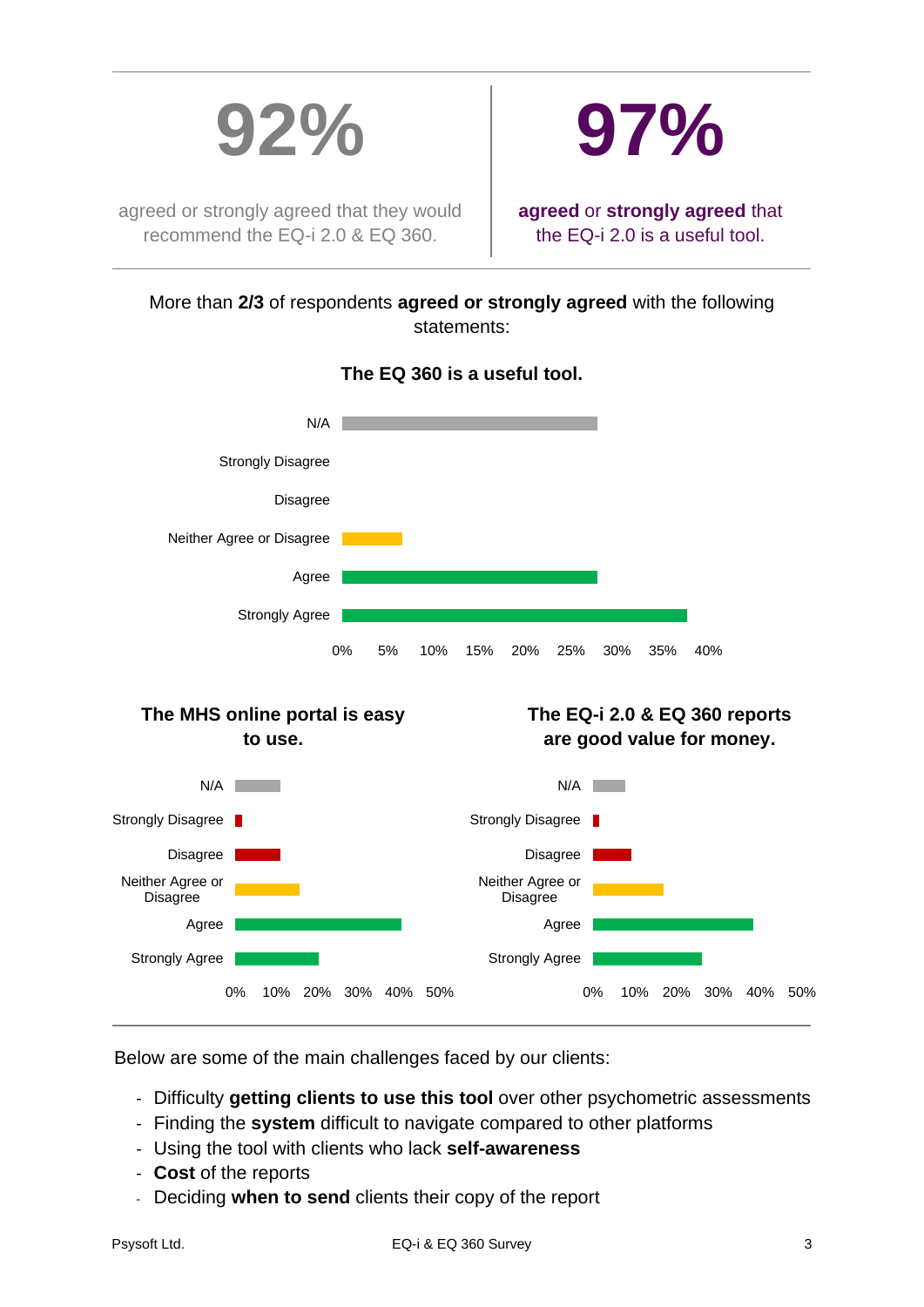# 92%

agreed or strongly agreed that they would recommend the EQ-i 2.0 & EQ 360.

# 97%

**agreed** or **strongly agreed** that the EQ-i 2.0 is a useful tool.

More than **2/3** of respondents **agreed or strongly agreed** with the following statements:

**The EQ 360 is a useful tool.**

N/A
Strongly Disagree
Disagree
Neither Agree or Disagree
Agree
Strongly Agree

0% 5% 10% 15% 20% 25% 30% 35% 40%

**The MHS online portal is easy to use.**

N/A
Strongly Disagree
Disagree
Neither Agree or Disagree
Agree
Strongly Agree

0% 10% 20% 30% 40% 50%

**The EQ-i 2.0 & EQ 360 reports are good value for money.**

N/A
Strongly Disagree
Disagree
Neither Agree or Disagree
Agree
Strongly Agree

0% 10% 20% 30% 40% 50%

Below are some of the main challenges faced by our clients:

- Difficulty **getting clients to use this tool** over other psychometric assessments
- Finding the **system** difficult to navigate compared to other platforms
- Using the tool with clients who lack **self-awareness**
- **Cost** of the reports
- Deciding **when to send** clients their copy of the report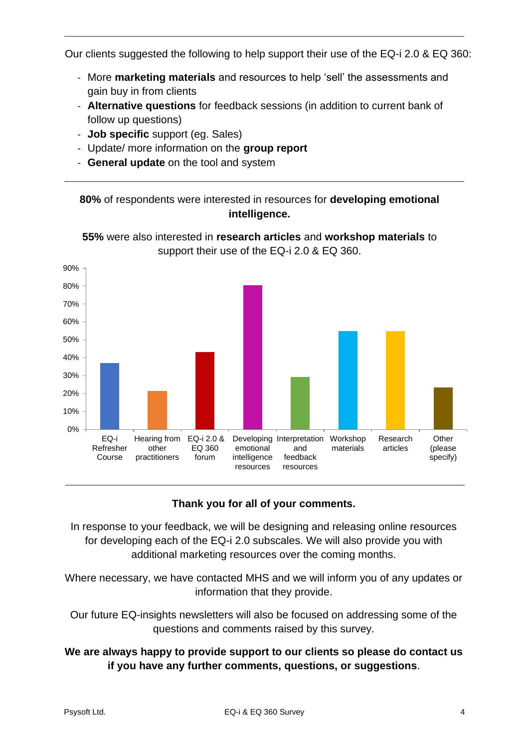Our clients suggested the following to help support their use of the EQ-i 2.0 & EQ 360:

- More **marketing materials** and resources to help 'sell' the assessments and gain buy in from clients
- **Alternative questions** for feedback sessions (in addition to current bank of follow up questions)
- **Job specific** support (eg. Sales)
- Update/ more information on the **group report**
- **General update** on the tool and system

---

**80%** of respondents were interested in resources for **developing emotional intelligence.**

**55%** were also interested in **research articles** and **workshop materials** to support their use of the EQ-i 2.0 & EQ 360.

90%
80%
70%
60%
50%
40%
30%
20%
10%
0%

EQ-i Refresher Course
Hearing from other practitioners
EQ-i 2.0 & EQ 360 forum
Developing emotional intelligence resources
Interpretation and feedback resources
Workshop materials
Research articles
Other (please specify)

---

**Thank you for all of your comments.**

In response to your feedback, we will be designing and releasing online resources for developing each of the EQ-i 2.0 subscales. We will also provide you with additional marketing resources over the coming months.

Where necessary, we have contacted MHS and we will inform you of any updates or information that they provide.

Our future EQ-insights newsletters will also be focused on addressing some of the questions and comments raised by this survey.

**We are always happy to provide support to our clients so please do contact us if you have any further comments, questions, or suggestions**.